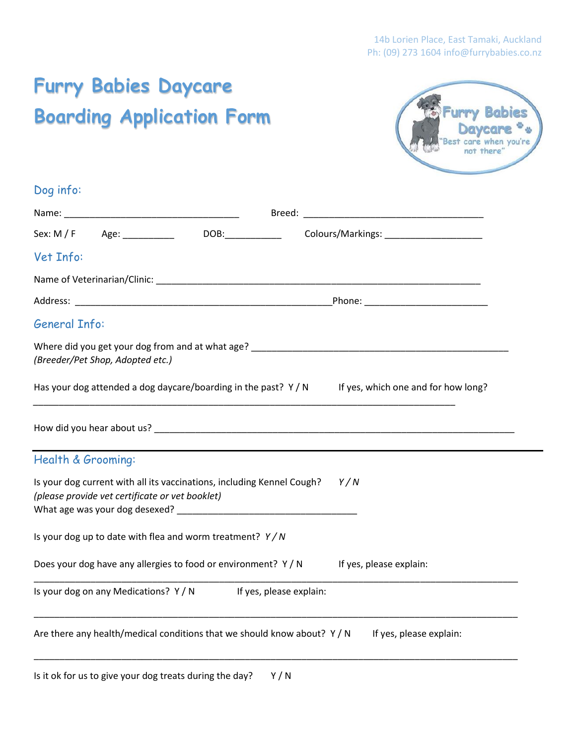14b Lorien Place, East Tamaki, Auckland
Ph: (09) 273 1604 info@furrybabies.co.nz

# Furry Babies Daycare
# Boarding Application Form

## Dog info:

Name: __________________________________ Breed: ___________________________________

Sex: M / F Age: __________ DOB:___________ Colours/Markings: ___________________

## Vet Info:

Name of Veterinarian/Clinic: _______________________________________________________________

Address: __________________________________________________Phone: ________________________

## General Info:

Where did you get your dog from and at what age? ___________________________________________________
*(Breeder/Pet Shop, Adopted etc.)*

Has your dog attended a dog daycare/boarding in the past? Y / N If yes, which one and for how long?
_________________________________________________________________________________

How did you hear about us? _______________________________________________________________________

## Health & Grooming:

Is your dog current with all its vaccinations, including Kennel Cough? *Y / N*
*(please provide vet certificate or vet booklet)*
What age was your dog desexed? ___________________________________

Is your dog up to date with flea and worm treatment? *Y / N*

Does your dog have any allergies to food or environment? Y / N If yes, please explain:
_____________________________________________________________________________________________

Is your dog on any Medications? Y / N If yes, please explain:
_____________________________________________________________________________________________

Are there any health/medical conditions that we should know about? Y / N If yes, please explain:
_____________________________________________________________________________________________

Is it ok for us to give your dog treats during the day? Y / N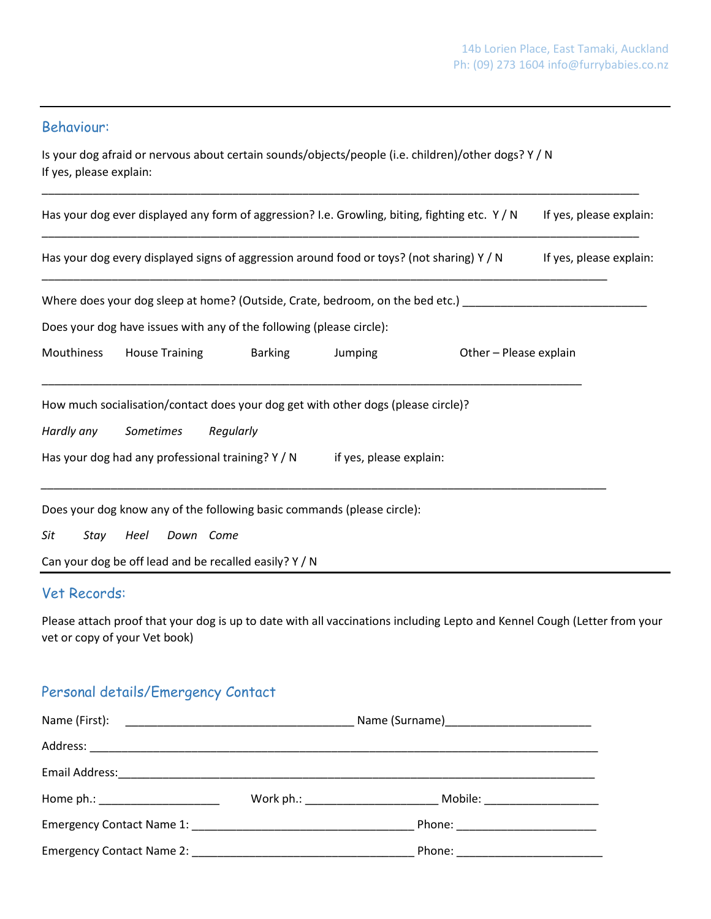## Behaviour:

Is your dog afraid or nervous about certain sounds/objects/people (i.e. children)/other dogs? Y / N
If yes, please explain:

___________________________________________________________________________________________

Has your dog ever displayed any form of aggression? I.e. Growling, biting, fighting etc. Y / N If yes, please explain:

___________________________________________________________________________________________

Has your dog every displayed signs of aggression around food or toys? (not sharing) Y / N If yes, please explain:

___________________________________________________________________________________________

Where does your dog sleep at home? (Outside, Crate, bedroom, on the bed etc.) ____________________________

Does your dog have issues with any of the following (please circle):

Mouthiness House Training Barking Jumping Other – Please explain

___________________________________________________________________________________________

How much socialisation/contact does your dog get with other dogs (please circle)?

*Hardly any* *Sometimes* *Regularly*

Has your dog had any professional training? Y / N if yes, please explain:

___________________________________________________________________________________________

Does your dog know any of the following basic commands (please circle):

*Sit* *Stay* *Heel* *Down* *Come*

Can your dog be off lead and be recalled easily? Y / N

## Vet Records:

Please attach proof that your dog is up to date with all vaccinations including Lepto and Kennel Cough (Letter from your vet or copy of your Vet book)

## Personal details/Emergency Contact

Name (First): ___________________________________ Name (Surname)______________________

Address: ________________________________________________________________________________

Email Address:___________________________________________________________________________

Home ph.: ___________________ Work ph.: ____________________ Mobile: __________________

Emergency Contact Name 1: __________________________________ Phone: _____________________

Emergency Contact Name 2: __________________________________ Phone: ______________________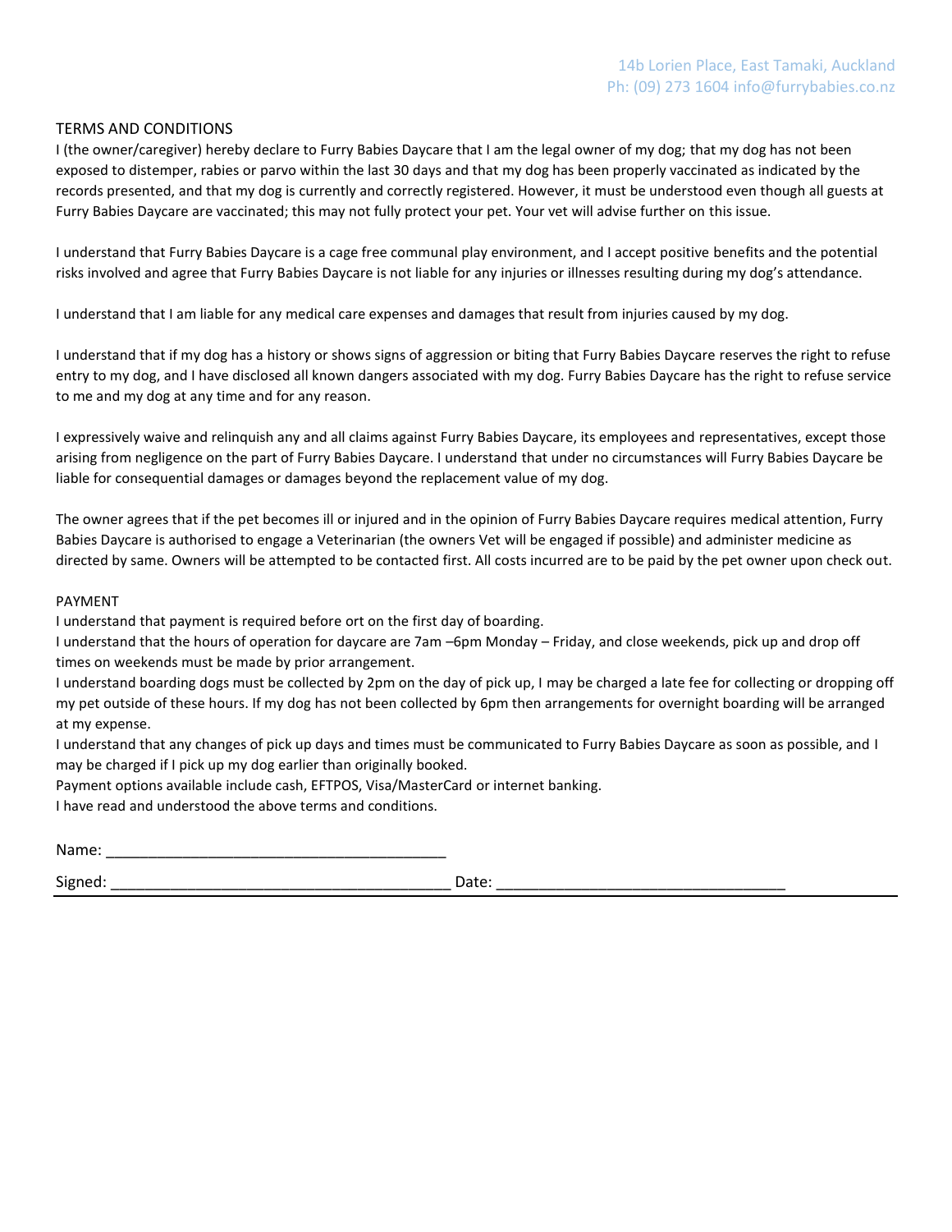14b Lorien Place, East Tamaki, Auckland
Ph: (09) 273 1604 info@furrybabies.co.nz

TERMS AND CONDITIONS

I (the owner/caregiver) hereby declare to Furry Babies Daycare that I am the legal owner of my dog; that my dog has not been exposed to distemper, rabies or parvo within the last 30 days and that my dog has been properly vaccinated as indicated by the records presented, and that my dog is currently and correctly registered. However, it must be understood even though all guests at Furry Babies Daycare are vaccinated; this may not fully protect your pet. Your vet will advise further on this issue.

I understand that Furry Babies Daycare is a cage free communal play environment, and I accept positive benefits and the potential risks involved and agree that Furry Babies Daycare is not liable for any injuries or illnesses resulting during my dog's attendance.

I understand that I am liable for any medical care expenses and damages that result from injuries caused by my dog.

I understand that if my dog has a history or shows signs of aggression or biting that Furry Babies Daycare reserves the right to refuse entry to my dog, and I have disclosed all known dangers associated with my dog. Furry Babies Daycare has the right to refuse service to me and my dog at any time and for any reason.

I expressively waive and relinquish any and all claims against Furry Babies Daycare, its employees and representatives, except those arising from negligence on the part of Furry Babies Daycare. I understand that under no circumstances will Furry Babies Daycare be liable for consequential damages or damages beyond the replacement value of my dog.

The owner agrees that if the pet becomes ill or injured and in the opinion of Furry Babies Daycare requires medical attention, Furry Babies Daycare is authorised to engage a Veterinarian (the owners Vet will be engaged if possible) and administer medicine as directed by same. Owners will be attempted to be contacted first. All costs incurred are to be paid by the pet owner upon check out.

PAYMENT

I understand that payment is required before ort on the first day of boarding.
I understand that the hours of operation for daycare are 7am –6pm Monday – Friday, and close weekends, pick up and drop off times on weekends must be made by prior arrangement.
I understand boarding dogs must be collected by 2pm on the day of pick up, I may be charged a late fee for collecting or dropping off my pet outside of these hours. If my dog has not been collected by 6pm then arrangements for overnight boarding will be arranged at my expense.
I understand that any changes of pick up days and times must be communicated to Furry Babies Daycare as soon as possible, and I may be charged if I pick up my dog earlier than originally booked.
Payment options available include cash, EFTPOS, Visa/MasterCard or internet banking.
I have read and understood the above terms and conditions.

Name: ________________________________________

Signed: ________________________________________ Date: _________________________________